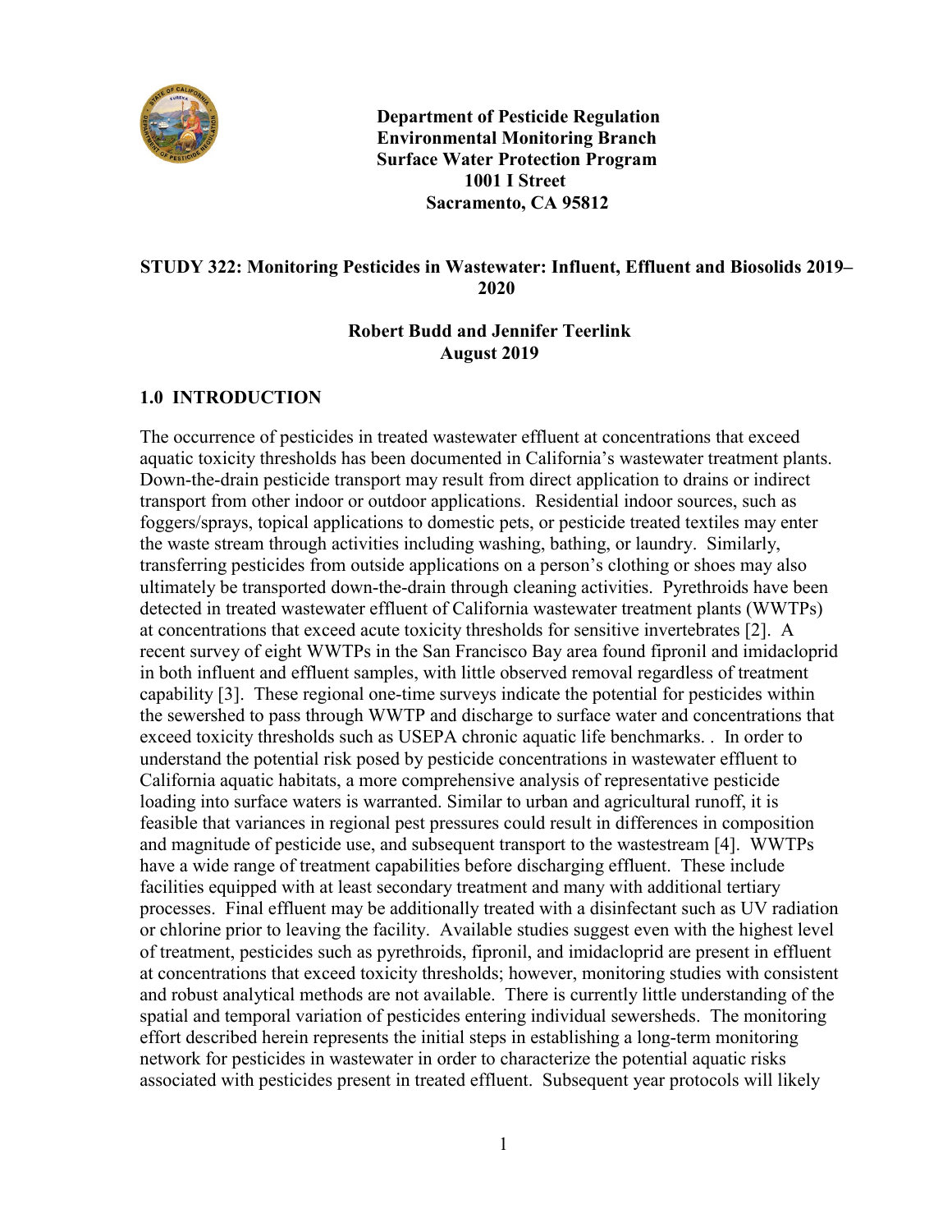**Department of Pesticide Regulation**
**Environmental Monitoring Branch**
**Surface Water Protection Program**
**1001 I Street**
**Sacramento, CA 95812**

# STUDY 322: Monitoring Pesticides in Wastewater: Influent, Effluent and Biosolids 2019–2020

**Robert Budd and Jennifer Teerlink**
**August 2019**

## 1.0 INTRODUCTION

The occurrence of pesticides in treated wastewater effluent at concentrations that exceed aquatic toxicity thresholds has been documented in California's wastewater treatment plants. Down-the-drain pesticide transport may result from direct application to drains or indirect transport from other indoor or outdoor applications. Residential indoor sources, such as foggers/sprays, topical applications to domestic pets, or pesticide treated textiles may enter the waste stream through activities including washing, bathing, or laundry. Similarly, transferring pesticides from outside applications on a person's clothing or shoes may also ultimately be transported down-the-drain through cleaning activities. Pyrethroids have been detected in treated wastewater effluent of California wastewater treatment plants (WWTPs) at concentrations that exceed acute toxicity thresholds for sensitive invertebrates [2]. A recent survey of eight WWTPs in the San Francisco Bay area found fipronil and imidacloprid in both influent and effluent samples, with little observed removal regardless of treatment capability [3]. These regional one-time surveys indicate the potential for pesticides within the sewershed to pass through WWTP and discharge to surface water and concentrations that exceed toxicity thresholds such as USEPA chronic aquatic life benchmarks. . In order to understand the potential risk posed by pesticide concentrations in wastewater effluent to California aquatic habitats, a more comprehensive analysis of representative pesticide loading into surface waters is warranted. Similar to urban and agricultural runoff, it is feasible that variances in regional pest pressures could result in differences in composition and magnitude of pesticide use, and subsequent transport to the wastestream [4]. WWTPs have a wide range of treatment capabilities before discharging effluent. These include facilities equipped with at least secondary treatment and many with additional tertiary processes. Final effluent may be additionally treated with a disinfectant such as UV radiation or chlorine prior to leaving the facility. Available studies suggest even with the highest level of treatment, pesticides such as pyrethroids, fipronil, and imidacloprid are present in effluent at concentrations that exceed toxicity thresholds; however, monitoring studies with consistent and robust analytical methods are not available. There is currently little understanding of the spatial and temporal variation of pesticides entering individual sewersheds. The monitoring effort described herein represents the initial steps in establishing a long-term monitoring network for pesticides in wastewater in order to characterize the potential aquatic risks associated with pesticides present in treated effluent. Subsequent year protocols will likely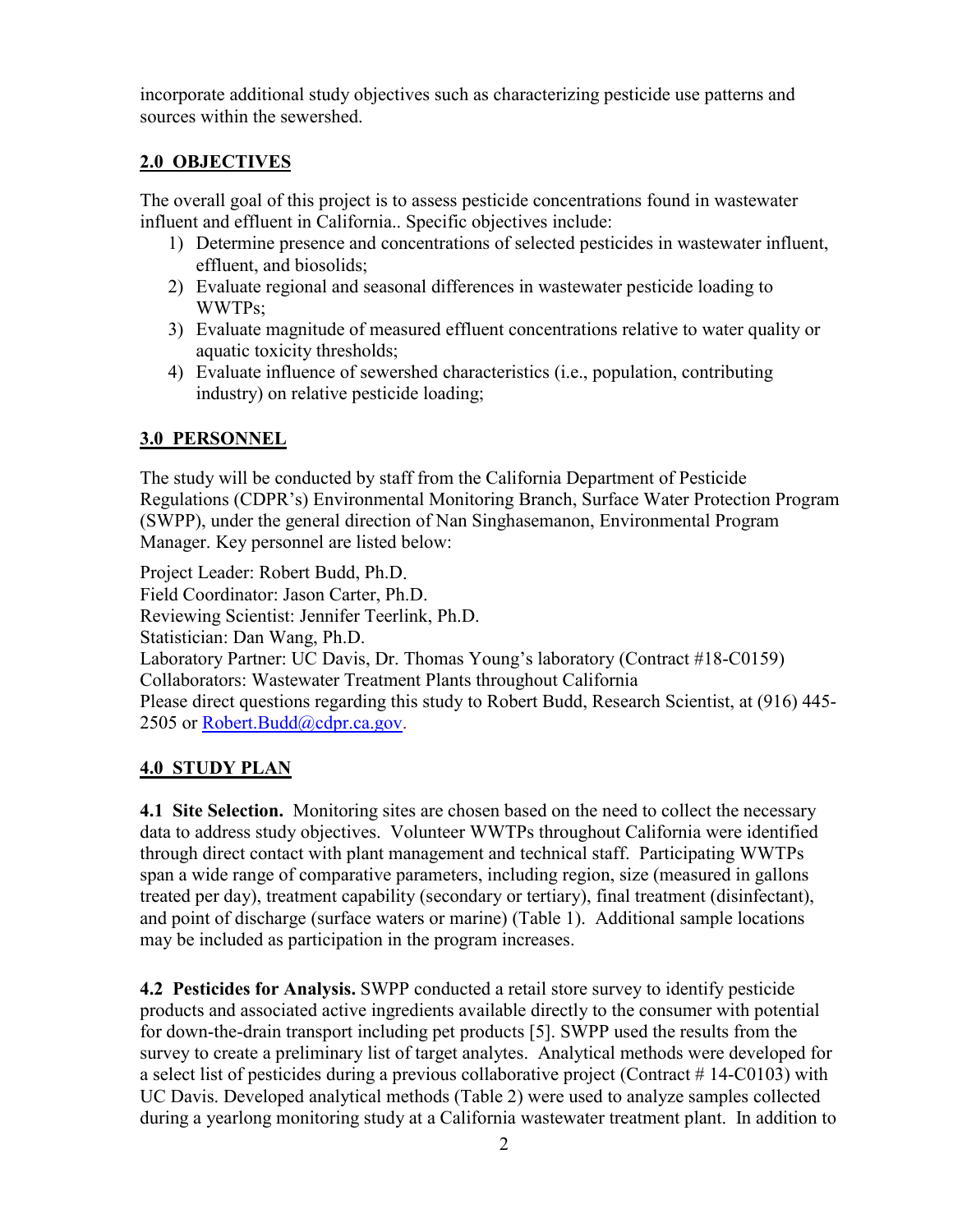incorporate additional study objectives such as characterizing pesticide use patterns and sources within the sewershed.

## 2.0 OBJECTIVES

The overall goal of this project is to assess pesticide concentrations found in wastewater influent and effluent in California.. Specific objectives include:

1) Determine presence and concentrations of selected pesticides in wastewater influent, effluent, and biosolids;
2) Evaluate regional and seasonal differences in wastewater pesticide loading to WWTPs;
3) Evaluate magnitude of measured effluent concentrations relative to water quality or aquatic toxicity thresholds;
4) Evaluate influence of sewershed characteristics (i.e., population, contributing industry) on relative pesticide loading;

## 3.0 PERSONNEL

The study will be conducted by staff from the California Department of Pesticide Regulations (CDPR's) Environmental Monitoring Branch, Surface Water Protection Program (SWPP), under the general direction of Nan Singhasemanon, Environmental Program Manager. Key personnel are listed below:

Project Leader: Robert Budd, Ph.D.
Field Coordinator: Jason Carter, Ph.D.
Reviewing Scientist: Jennifer Teerlink, Ph.D.
Statistician: Dan Wang, Ph.D.
Laboratory Partner: UC Davis, Dr. Thomas Young's laboratory (Contract #18-C0159)
Collaborators: Wastewater Treatment Plants throughout California
Please direct questions regarding this study to Robert Budd, Research Scientist, at (916) 445-2505 or Robert.Budd@cdpr.ca.gov.

## 4.0 STUDY PLAN

**4.1 Site Selection.** Monitoring sites are chosen based on the need to collect the necessary data to address study objectives. Volunteer WWTPs throughout California were identified through direct contact with plant management and technical staff. Participating WWTPs span a wide range of comparative parameters, including region, size (measured in gallons treated per day), treatment capability (secondary or tertiary), final treatment (disinfectant), and point of discharge (surface waters or marine) (Table 1). Additional sample locations may be included as participation in the program increases.

**4.2 Pesticides for Analysis.** SWPP conducted a retail store survey to identify pesticide products and associated active ingredients available directly to the consumer with potential for down-the-drain transport including pet products [5]. SWPP used the results from the survey to create a preliminary list of target analytes. Analytical methods were developed for a select list of pesticides during a previous collaborative project (Contract # 14-C0103) with UC Davis. Developed analytical methods (Table 2) were used to analyze samples collected during a yearlong monitoring study at a California wastewater treatment plant. In addition to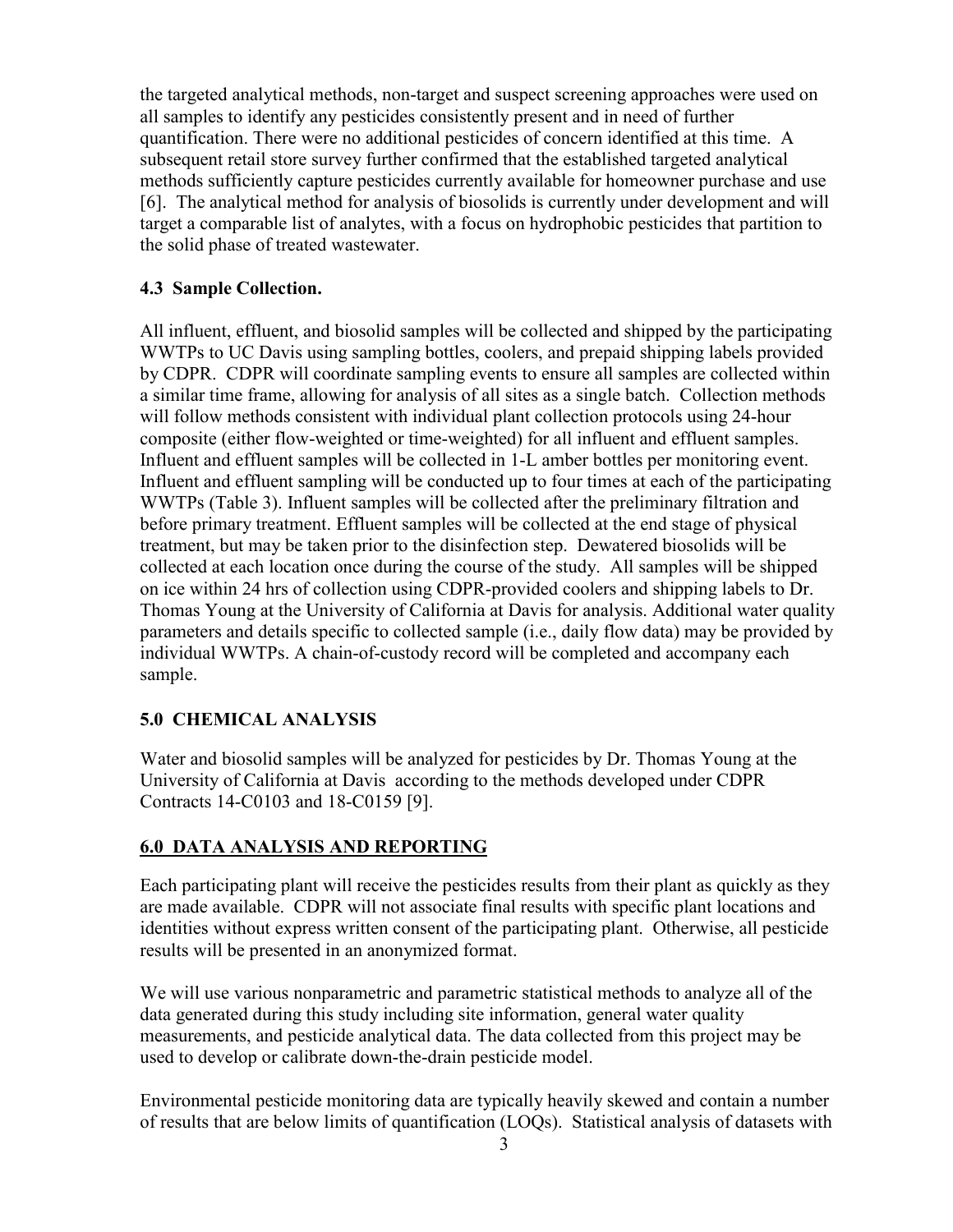the targeted analytical methods, non-target and suspect screening approaches were used on all samples to identify any pesticides consistently present and in need of further quantification. There were no additional pesticides of concern identified at this time. A subsequent retail store survey further confirmed that the established targeted analytical methods sufficiently capture pesticides currently available for homeowner purchase and use [6]. The analytical method for analysis of biosolids is currently under development and will target a comparable list of analytes, with a focus on hydrophobic pesticides that partition to the solid phase of treated wastewater.

### 4.3 Sample Collection.

All influent, effluent, and biosolid samples will be collected and shipped by the participating WWTPs to UC Davis using sampling bottles, coolers, and prepaid shipping labels provided by CDPR. CDPR will coordinate sampling events to ensure all samples are collected within a similar time frame, allowing for analysis of all sites as a single batch. Collection methods will follow methods consistent with individual plant collection protocols using 24-hour composite (either flow-weighted or time-weighted) for all influent and effluent samples. Influent and effluent samples will be collected in 1-L amber bottles per monitoring event. Influent and effluent sampling will be conducted up to four times at each of the participating WWTPs (Table 3). Influent samples will be collected after the preliminary filtration and before primary treatment. Effluent samples will be collected at the end stage of physical treatment, but may be taken prior to the disinfection step. Dewatered biosolids will be collected at each location once during the course of the study. All samples will be shipped on ice within 24 hrs of collection using CDPR-provided coolers and shipping labels to Dr. Thomas Young at the University of California at Davis for analysis. Additional water quality parameters and details specific to collected sample (i.e., daily flow data) may be provided by individual WWTPs. A chain-of-custody record will be completed and accompany each sample.

## 5.0 CHEMICAL ANALYSIS

Water and biosolid samples will be analyzed for pesticides by Dr. Thomas Young at the University of California at Davis according to the methods developed under CDPR Contracts 14-C0103 and 18-C0159 [9].

## 6.0 DATA ANALYSIS AND REPORTING

Each participating plant will receive the pesticides results from their plant as quickly as they are made available. CDPR will not associate final results with specific plant locations and identities without express written consent of the participating plant. Otherwise, all pesticide results will be presented in an anonymized format.

We will use various nonparametric and parametric statistical methods to analyze all of the data generated during this study including site information, general water quality measurements, and pesticide analytical data. The data collected from this project may be used to develop or calibrate down-the-drain pesticide model.

Environmental pesticide monitoring data are typically heavily skewed and contain a number of results that are below limits of quantification (LOQs). Statistical analysis of datasets with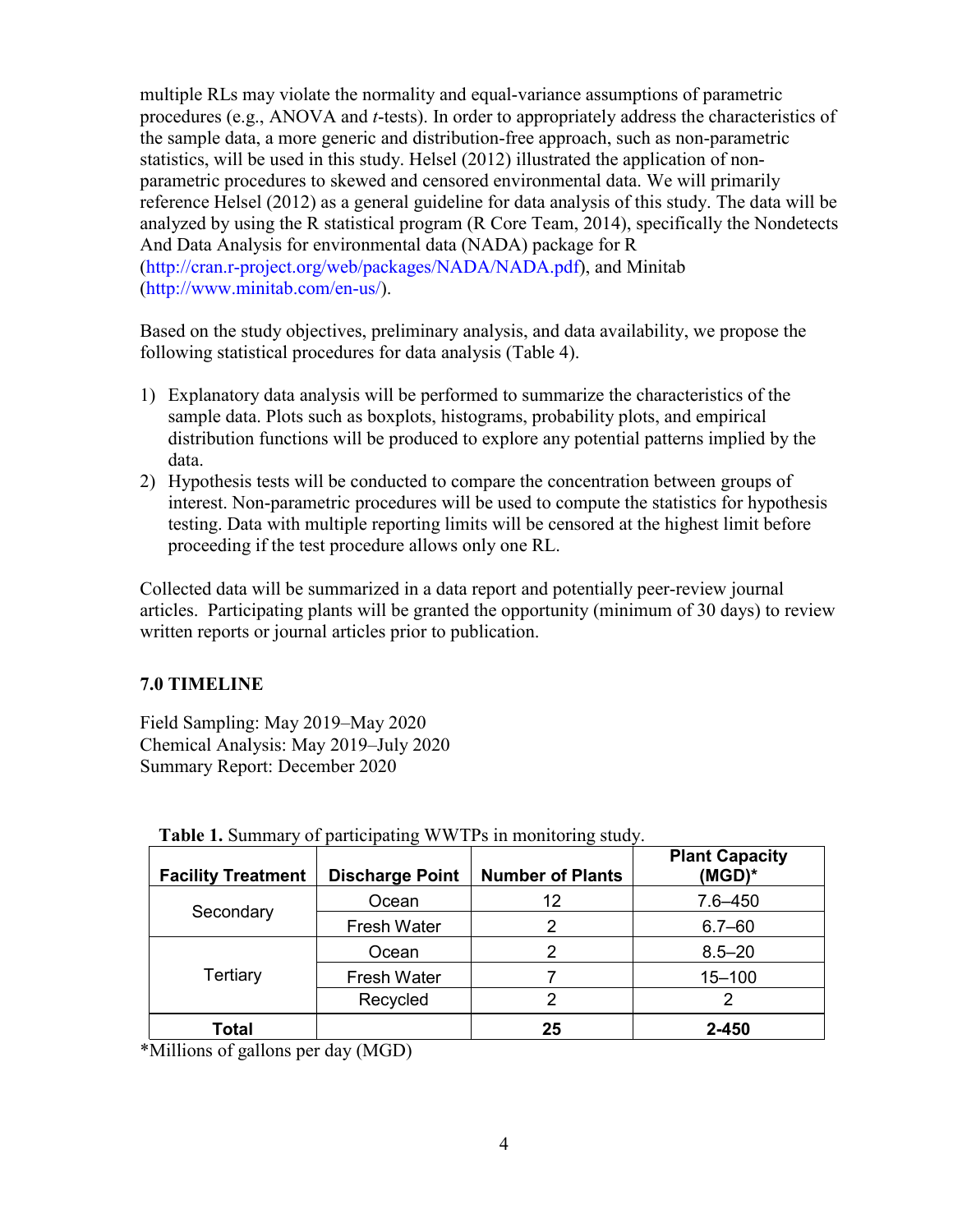multiple RLs may violate the normality and equal-variance assumptions of parametric procedures (e.g., ANOVA and *t*-tests). In order to appropriately address the characteristics of the sample data, a more generic and distribution-free approach, such as non-parametric statistics, will be used in this study. Helsel (2012) illustrated the application of non-parametric procedures to skewed and censored environmental data. We will primarily reference Helsel (2012) as a general guideline for data analysis of this study. The data will be analyzed by using the R statistical program (R Core Team, 2014), specifically the Nondetects And Data Analysis for environmental data (NADA) package for R (http://cran.r-project.org/web/packages/NADA/NADA.pdf), and Minitab (http://www.minitab.com/en-us/).

Based on the study objectives, preliminary analysis, and data availability, we propose the following statistical procedures for data analysis (Table 4).

1) Explanatory data analysis will be performed to summarize the characteristics of the sample data. Plots such as boxplots, histograms, probability plots, and empirical distribution functions will be produced to explore any potential patterns implied by the data.
2) Hypothesis tests will be conducted to compare the concentration between groups of interest. Non-parametric procedures will be used to compute the statistics for hypothesis testing. Data with multiple reporting limits will be censored at the highest limit before proceeding if the test procedure allows only one RL.

Collected data will be summarized in a data report and potentially peer-review journal articles. Participating plants will be granted the opportunity (minimum of 30 days) to review written reports or journal articles prior to publication.

## 7.0 TIMELINE

Field Sampling: May 2019–May 2020
Chemical Analysis: May 2019–July 2020
Summary Report: December 2020

**Table 1.** Summary of participating WWTPs in monitoring study.

| Facility Treatment | Discharge Point | Number of Plants | Plant Capacity (MGD)* |
|---|---|---|---|
| Secondary | Ocean | 12 | 7.6–450 |
| | Fresh Water | 2 | 6.7–60 |
| Tertiary | Ocean | 2 | 8.5–20 |
| | Fresh Water | 7 | 15–100 |
| | Recycled | 2 | 2 |
| **Total** | | **25** | **2-450** |

*Millions of gallons per day (MGD)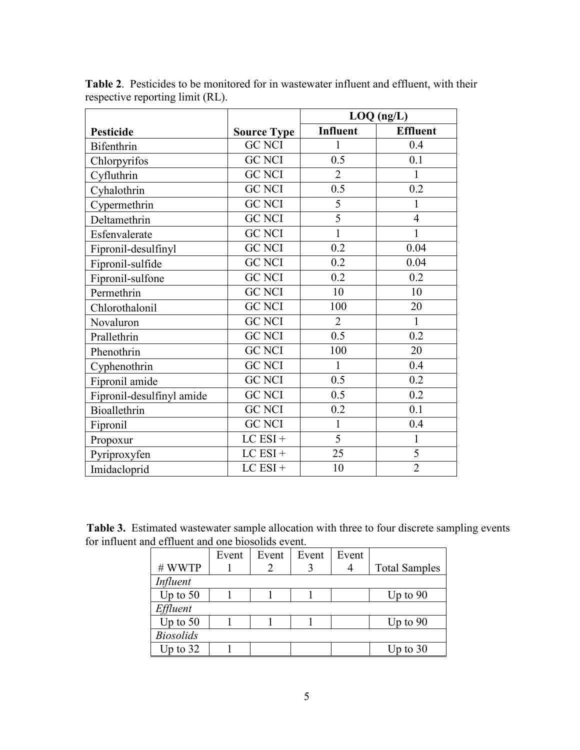**Table 2**. Pesticides to be monitored for in wastewater influent and effluent, with their respective reporting limit (RL).

| Pesticide | Source Type | LOQ (ng/L) | |
|---|---|---|---|
| | | Influent | Effluent |
| Bifenthrin | GC NCI | 1 | 0.4 |
| Chlorpyrifos | GC NCI | 0.5 | 0.1 |
| Cyfluthrin | GC NCI | 2 | 1 |
| Cyhalothrin | GC NCI | 0.5 | 0.2 |
| Cypermethrin | GC NCI | 5 | 1 |
| Deltamethrin | GC NCI | 5 | 4 |
| Esfenvalerate | GC NCI | 1 | 1 |
| Fipronil-desulfinyl | GC NCI | 0.2 | 0.04 |
| Fipronil-sulfide | GC NCI | 0.2 | 0.04 |
| Fipronil-sulfone | GC NCI | 0.2 | 0.2 |
| Permethrin | GC NCI | 10 | 10 |
| Chlorothalonil | GC NCI | 100 | 20 |
| Novaluron | GC NCI | 2 | 1 |
| Prallethrin | GC NCI | 0.5 | 0.2 |
| Phenothrin | GC NCI | 100 | 20 |
| Cyphenothrin | GC NCI | 1 | 0.4 |
| Fipronil amide | GC NCI | 0.5 | 0.2 |
| Fipronil-desulfinyl amide | GC NCI | 0.5 | 0.2 |
| Bioallethrin | GC NCI | 0.2 | 0.1 |
| Fipronil | GC NCI | 1 | 0.4 |
| Propoxur | LC ESI + | 5 | 1 |
| Pyriproxyfen | LC ESI + | 25 | 5 |
| Imidacloprid | LC ESI + | 10 | 2 |

**Table 3.** Estimated wastewater sample allocation with three to four discrete sampling events for influent and effluent and one biosolids event.

| # WWTP | Event 1 | Event 2 | Event 3 | Event 4 | Total Samples |
|---|---|---|---|---|---|
| *Influent* | | | | | |
| Up to 50 | 1 | 1 | 1 | | Up to 90 |
| *Effluent* | | | | | |
| Up to 50 | 1 | 1 | 1 | | Up to 90 |
| *Biosolids* | | | | | |
| Up to 32 | 1 | | | | Up to 30 |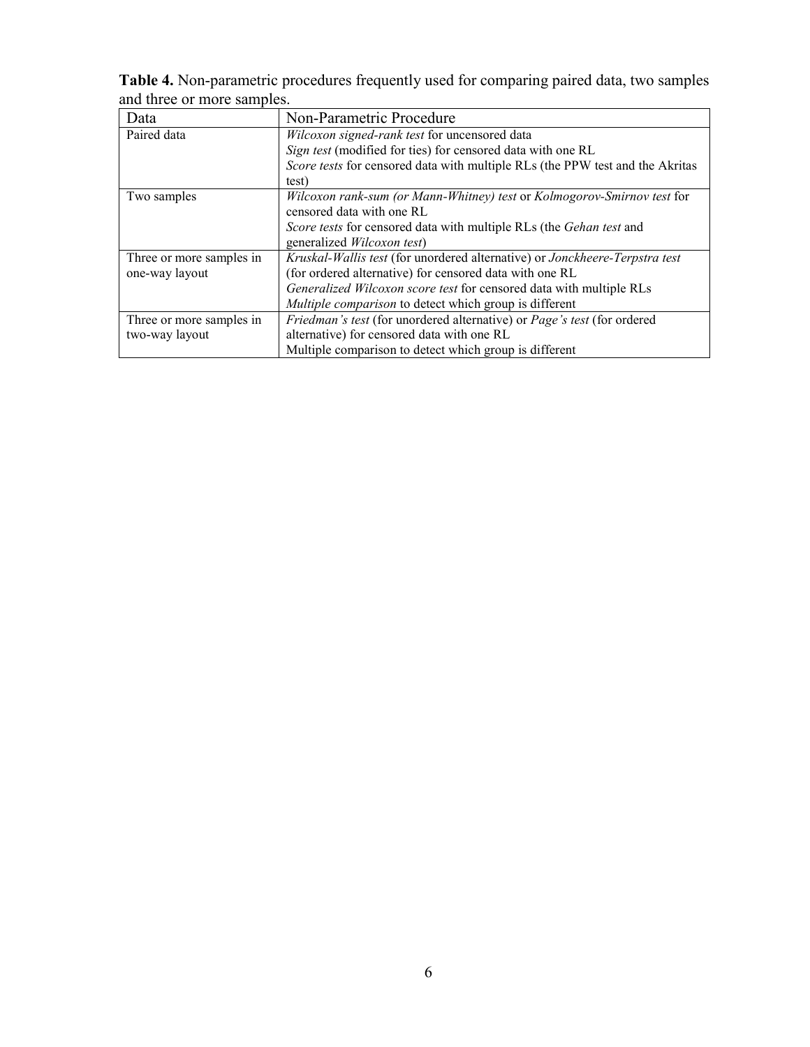**Table 4.** Non-parametric procedures frequently used for comparing paired data, two samples and three or more samples.

| Data | Non-Parametric Procedure |
|---|---|
| Paired data | *Wilcoxon signed-rank test* for uncensored data<br>*Sign test* (modified for ties) for censored data with one RL<br>*Score tests* for censored data with multiple RLs (the PPW test and the Akritas test) |
| Two samples | *Wilcoxon rank-sum (or Mann-Whitney) test* or *Kolmogorov-Smirnov test* for censored data with one RL<br>*Score tests* for censored data with multiple RLs (the *Gehan test* and generalized *Wilcoxon test*) |
| Three or more samples in one-way layout | *Kruskal-Wallis test* (for unordered alternative) or *Jonckheere-Terpstra test* (for ordered alternative) for censored data with one RL<br>*Generalized Wilcoxon score test* for censored data with multiple RLs<br>*Multiple comparison* to detect which group is different |
| Three or more samples in two-way layout | *Friedman's test* (for unordered alternative) or *Page's test* (for ordered alternative) for censored data with one RL<br>Multiple comparison to detect which group is different |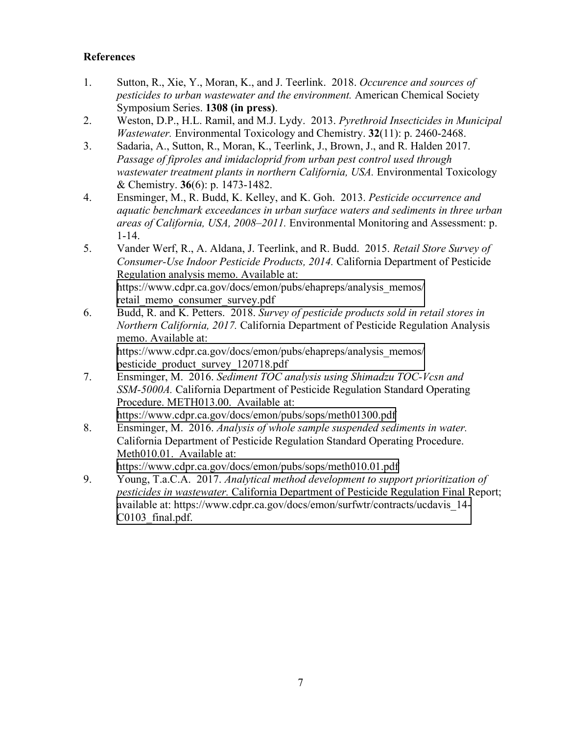**References**

1. Sutton, R., Xie, Y., Moran, K., and J. Teerlink. 2018. *Occurence and sources of pesticides to urban wastewater and the environment.* American Chemical Society Symposium Series. **1308 (in press)**.
2. Weston, D.P., H.L. Ramil, and M.J. Lydy. 2013. *Pyrethroid Insecticides in Municipal Wastewater.* Environmental Toxicology and Chemistry. **32**(11): p. 2460-2468.
3. Sadaria, A., Sutton, R., Moran, K., Teerlink, J., Brown, J., and R. Halden 2017. *Passage of fiproles and imidacloprid from urban pest control used through wastewater treatment plants in northern California, USA.* Environmental Toxicology & Chemistry. **36**(6): p. 1473-1482.
4. Ensminger, M., R. Budd, K. Kelley, and K. Goh. 2013. *Pesticide occurrence and aquatic benchmark exceedances in urban surface waters and sediments in three urban areas of California, USA, 2008–2011.* Environmental Monitoring and Assessment: p. 1-14.
5. Vander Werf, R., A. Aldana, J. Teerlink, and R. Budd. 2015. *Retail Store Survey of Consumer-Use Indoor Pesticide Products, 2014.* California Department of Pesticide Regulation analysis memo. Available at: https://www.cdpr.ca.gov/docs/emon/pubs/ehapreps/analysis_memos/retail_memo_consumer_survey.pdf
6. Budd, R. and K. Petters. 2018. *Survey of pesticide products sold in retail stores in Northern California, 2017.* California Department of Pesticide Regulation Analysis memo. Available at: https://www.cdpr.ca.gov/docs/emon/pubs/ehapreps/analysis_memos/pesticide_product_survey_120718.pdf
7. Ensminger, M. 2016. *Sediment TOC analysis using Shimadzu TOC-Vcsn and SSM-5000A.* California Department of Pesticide Regulation Standard Operating Procedure. METH013.00. Available at: https://www.cdpr.ca.gov/docs/emon/pubs/sops/meth01300.pdf
8. Ensminger, M. 2016. *Analysis of whole sample suspended sediments in water.* California Department of Pesticide Regulation Standard Operating Procedure. Meth010.01. Available at: https://www.cdpr.ca.gov/docs/emon/pubs/sops/meth010.01.pdf
9. Young, T.a.C.A. 2017. *Analytical method development to support prioritization of pesticides in wastewater.* California Department of Pesticide Regulation Final Report; available at: https://www.cdpr.ca.gov/docs/emon/surfwtr/contracts/ucdavis_14-C0103_final.pdf.